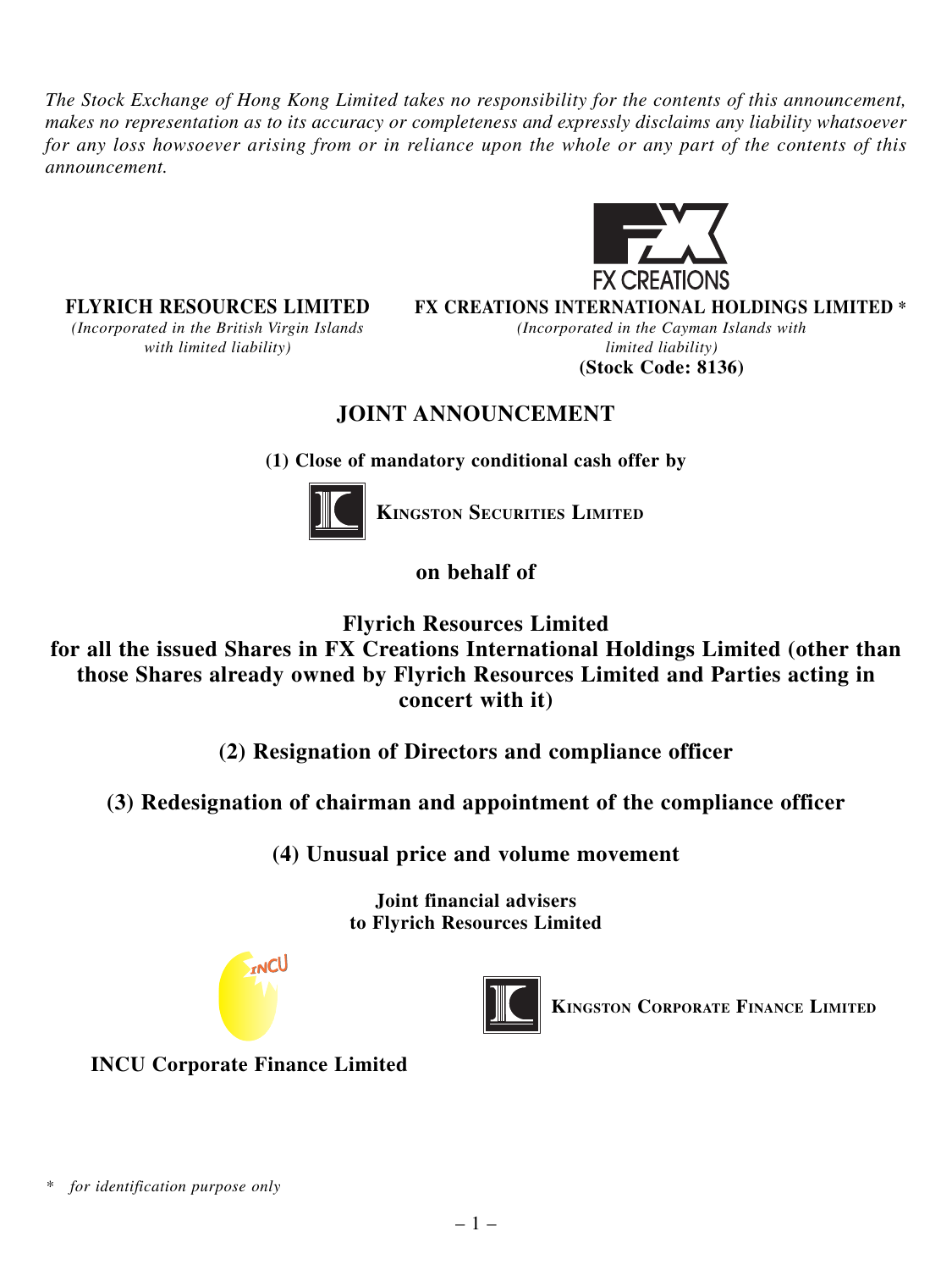*The Stock Exchange of Hong Kong Limited takes no responsibility for the contents of this announcement, makes no representation as to its accuracy or completeness and expressly disclaims any liability whatsoever for any loss howsoever arising from or in reliance upon the whole or any part of the contents of this announcement.*

**FLYRICH RESOURCES LIMITED**
*(Incorporated in the British Virgin Islands with limited liability)*

**FX CREATIONS INTERNATIONAL HOLDINGS LIMITED** *
*(Incorporated in the Cayman Islands with limited liability)*
**(Stock Code: 8136)**

# JOINT ANNOUNCEMENT

**(1) Close of mandatory conditional cash offer by**

**KINGSTON SECURITIES LIMITED**

**on behalf of**

**Flyrich Resources Limited for all the issued Shares in FX Creations International Holdings Limited (other than those Shares already owned by Flyrich Resources Limited and Parties acting in concert with it)**

**(2) Resignation of Directors and compliance officer**

**(3) Redesignation of chairman and appointment of the compliance officer**

**(4) Unusual price and volume movement**

**Joint financial advisers to Flyrich Resources Limited**

**INCU Corporate Finance Limited**

**KINGSTON CORPORATE FINANCE LIMITED**

\* *for identification purpose only*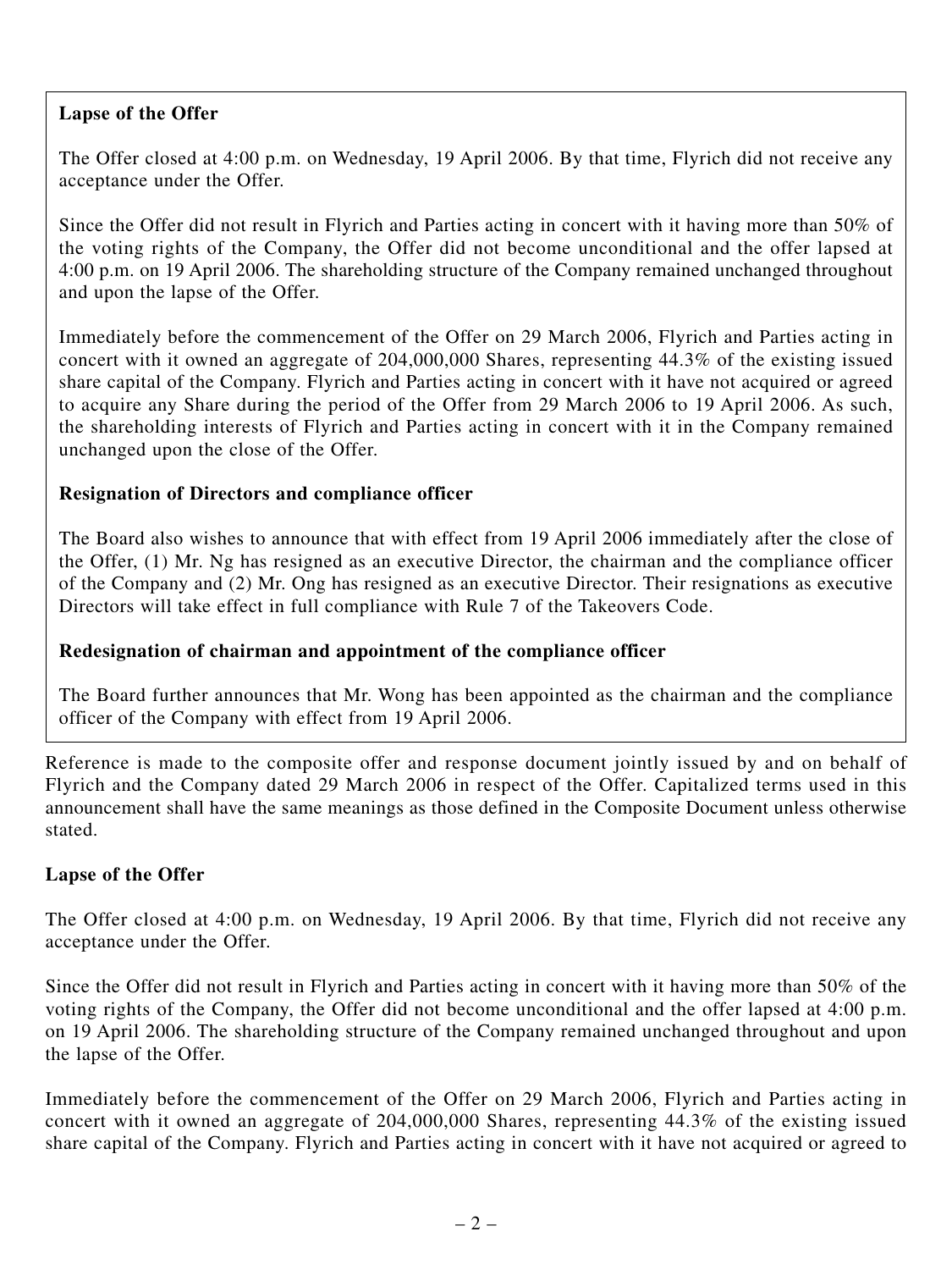**Lapse of the Offer**

The Offer closed at 4:00 p.m. on Wednesday, 19 April 2006. By that time, Flyrich did not receive any acceptance under the Offer.

Since the Offer did not result in Flyrich and Parties acting in concert with it having more than 50% of the voting rights of the Company, the Offer did not become unconditional and the offer lapsed at 4:00 p.m. on 19 April 2006. The shareholding structure of the Company remained unchanged throughout and upon the lapse of the Offer.

Immediately before the commencement of the Offer on 29 March 2006, Flyrich and Parties acting in concert with it owned an aggregate of 204,000,000 Shares, representing 44.3% of the existing issued share capital of the Company. Flyrich and Parties acting in concert with it have not acquired or agreed to acquire any Share during the period of the Offer from 29 March 2006 to 19 April 2006. As such, the shareholding interests of Flyrich and Parties acting in concert with it in the Company remained unchanged upon the close of the Offer.

**Resignation of Directors and compliance officer**

The Board also wishes to announce that with effect from 19 April 2006 immediately after the close of the Offer, (1) Mr. Ng has resigned as an executive Director, the chairman and the compliance officer of the Company and (2) Mr. Ong has resigned as an executive Director. Their resignations as executive Directors will take effect in full compliance with Rule 7 of the Takeovers Code.

**Redesignation of chairman and appointment of the compliance officer**

The Board further announces that Mr. Wong has been appointed as the chairman and the compliance officer of the Company with effect from 19 April 2006.

Reference is made to the composite offer and response document jointly issued by and on behalf of Flyrich and the Company dated 29 March 2006 in respect of the Offer. Capitalized terms used in this announcement shall have the same meanings as those defined in the Composite Document unless otherwise stated.

**Lapse of the Offer**

The Offer closed at 4:00 p.m. on Wednesday, 19 April 2006. By that time, Flyrich did not receive any acceptance under the Offer.

Since the Offer did not result in Flyrich and Parties acting in concert with it having more than 50% of the voting rights of the Company, the Offer did not become unconditional and the offer lapsed at 4:00 p.m. on 19 April 2006. The shareholding structure of the Company remained unchanged throughout and upon the lapse of the Offer.

Immediately before the commencement of the Offer on 29 March 2006, Flyrich and Parties acting in concert with it owned an aggregate of 204,000,000 Shares, representing 44.3% of the existing issued share capital of the Company. Flyrich and Parties acting in concert with it have not acquired or agreed to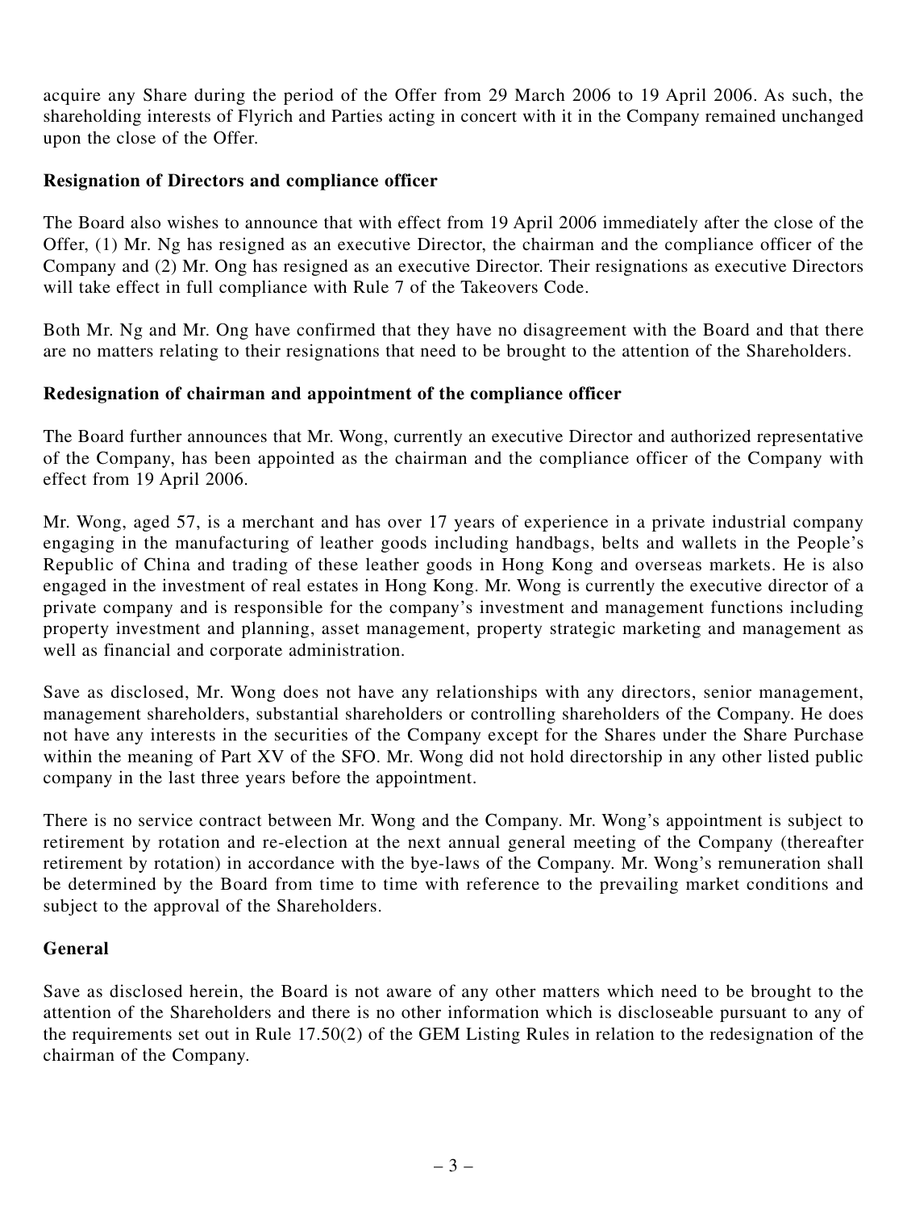acquire any Share during the period of the Offer from 29 March 2006 to 19 April 2006. As such, the shareholding interests of Flyrich and Parties acting in concert with it in the Company remained unchanged upon the close of the Offer.

**Resignation of Directors and compliance officer**

The Board also wishes to announce that with effect from 19 April 2006 immediately after the close of the Offer, (1) Mr. Ng has resigned as an executive Director, the chairman and the compliance officer of the Company and (2) Mr. Ong has resigned as an executive Director. Their resignations as executive Directors will take effect in full compliance with Rule 7 of the Takeovers Code.

Both Mr. Ng and Mr. Ong have confirmed that they have no disagreement with the Board and that there are no matters relating to their resignations that need to be brought to the attention of the Shareholders.

**Redesignation of chairman and appointment of the compliance officer**

The Board further announces that Mr. Wong, currently an executive Director and authorized representative of the Company, has been appointed as the chairman and the compliance officer of the Company with effect from 19 April 2006.

Mr. Wong, aged 57, is a merchant and has over 17 years of experience in a private industrial company engaging in the manufacturing of leather goods including handbags, belts and wallets in the People's Republic of China and trading of these leather goods in Hong Kong and overseas markets. He is also engaged in the investment of real estates in Hong Kong. Mr. Wong is currently the executive director of a private company and is responsible for the company's investment and management functions including property investment and planning, asset management, property strategic marketing and management as well as financial and corporate administration.

Save as disclosed, Mr. Wong does not have any relationships with any directors, senior management, management shareholders, substantial shareholders or controlling shareholders of the Company. He does not have any interests in the securities of the Company except for the Shares under the Share Purchase within the meaning of Part XV of the SFO. Mr. Wong did not hold directorship in any other listed public company in the last three years before the appointment.

There is no service contract between Mr. Wong and the Company. Mr. Wong's appointment is subject to retirement by rotation and re-election at the next annual general meeting of the Company (thereafter retirement by rotation) in accordance with the bye-laws of the Company. Mr. Wong's remuneration shall be determined by the Board from time to time with reference to the prevailing market conditions and subject to the approval of the Shareholders.

**General**

Save as disclosed herein, the Board is not aware of any other matters which need to be brought to the attention of the Shareholders and there is no other information which is discloseable pursuant to any of the requirements set out in Rule 17.50(2) of the GEM Listing Rules in relation to the redesignation of the chairman of the Company.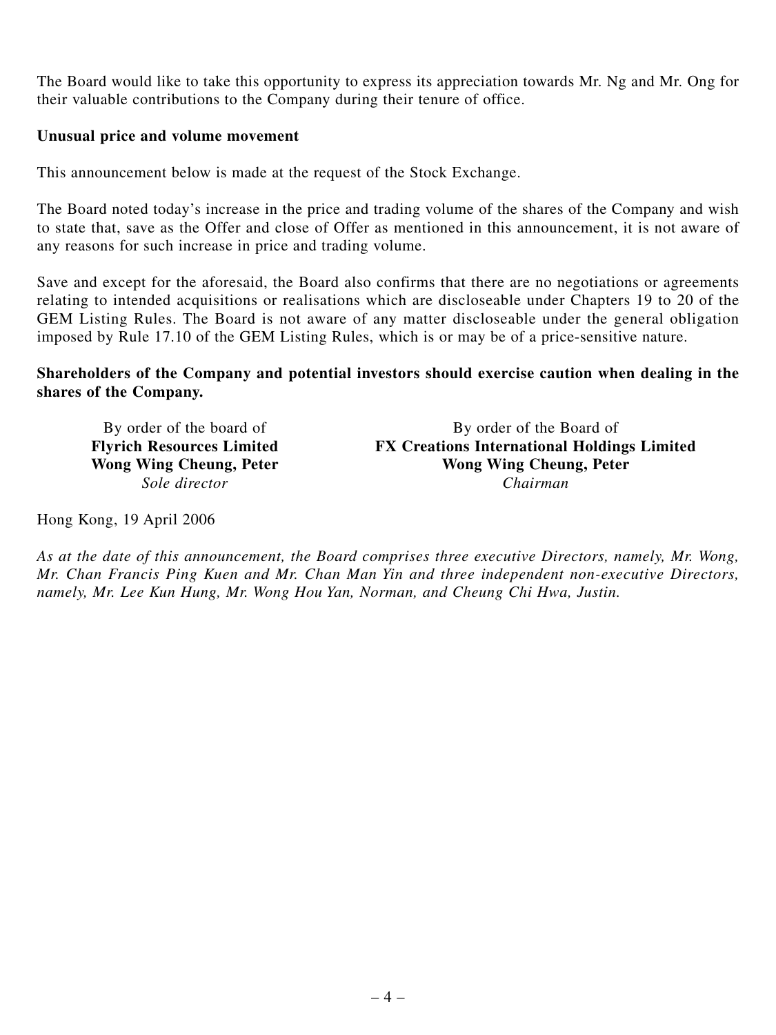The Board would like to take this opportunity to express its appreciation towards Mr. Ng and Mr. Ong for their valuable contributions to the Company during their tenure of office.

**Unusual price and volume movement**

This announcement below is made at the request of the Stock Exchange.

The Board noted today's increase in the price and trading volume of the shares of the Company and wish to state that, save as the Offer and close of Offer as mentioned in this announcement, it is not aware of any reasons for such increase in price and trading volume.

Save and except for the aforesaid, the Board also confirms that there are no negotiations or agreements relating to intended acquisitions or realisations which are discloseable under Chapters 19 to 20 of the GEM Listing Rules. The Board is not aware of any matter discloseable under the general obligation imposed by Rule 17.10 of the GEM Listing Rules, which is or may be of a price-sensitive nature.

**Shareholders of the Company and potential investors should exercise caution when dealing in the shares of the Company.**

By order of the board of
**Flyrich Resources Limited**
**Wong Wing Cheung, Peter**
*Sole director*

By order of the Board of
**FX Creations International Holdings Limited**
**Wong Wing Cheung, Peter**
*Chairman*

Hong Kong, 19 April 2006

*As at the date of this announcement, the Board comprises three executive Directors, namely, Mr. Wong, Mr. Chan Francis Ping Kuen and Mr. Chan Man Yin and three independent non-executive Directors, namely, Mr. Lee Kun Hung, Mr. Wong Hou Yan, Norman, and Cheung Chi Hwa, Justin.*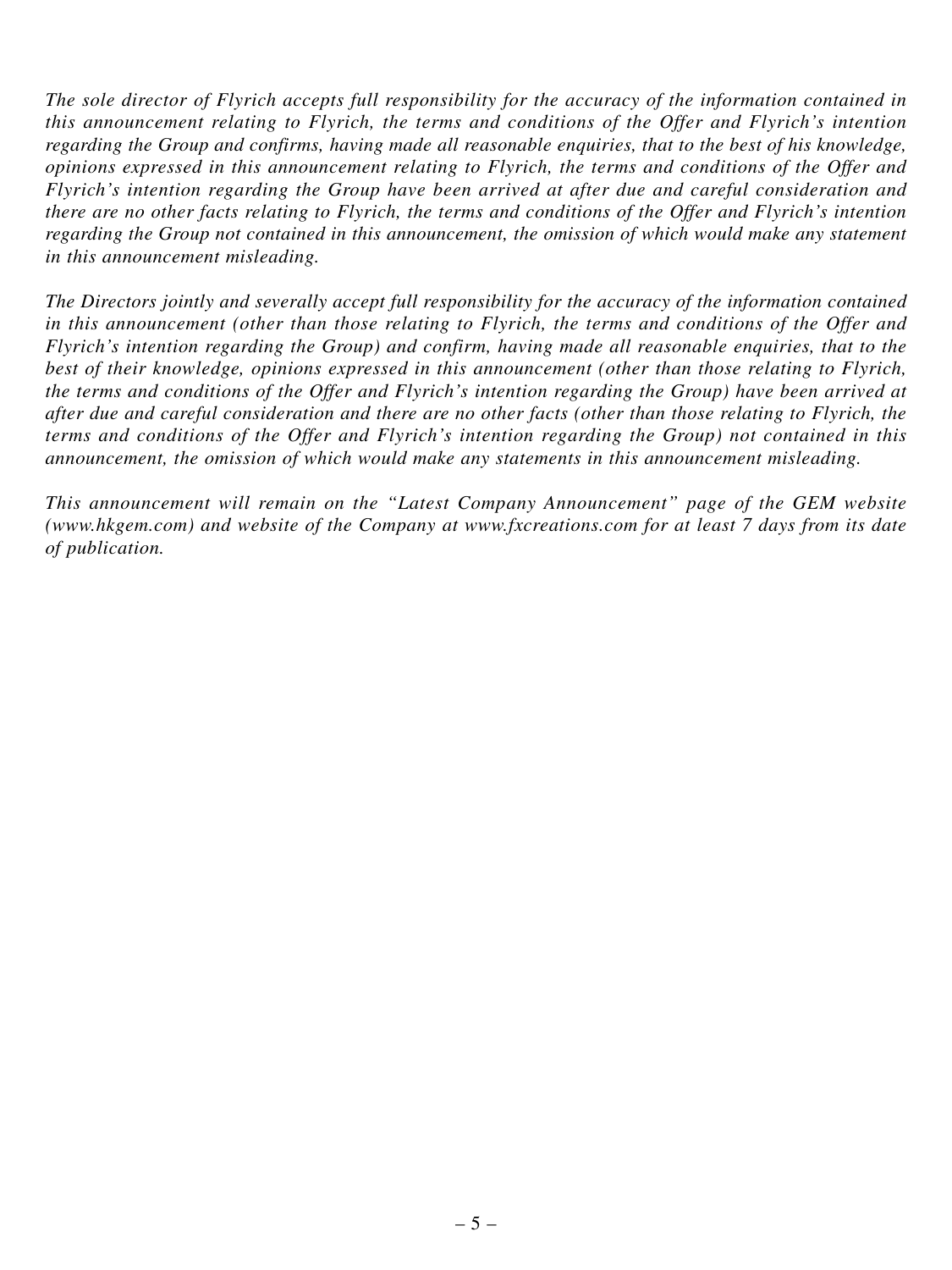*The sole director of Flyrich accepts full responsibility for the accuracy of the information contained in this announcement relating to Flyrich, the terms and conditions of the Offer and Flyrich's intention regarding the Group and confirms, having made all reasonable enquiries, that to the best of his knowledge, opinions expressed in this announcement relating to Flyrich, the terms and conditions of the Offer and Flyrich's intention regarding the Group have been arrived at after due and careful consideration and there are no other facts relating to Flyrich, the terms and conditions of the Offer and Flyrich's intention regarding the Group not contained in this announcement, the omission of which would make any statement in this announcement misleading.*

*The Directors jointly and severally accept full responsibility for the accuracy of the information contained in this announcement (other than those relating to Flyrich, the terms and conditions of the Offer and Flyrich's intention regarding the Group) and confirm, having made all reasonable enquiries, that to the best of their knowledge, opinions expressed in this announcement (other than those relating to Flyrich, the terms and conditions of the Offer and Flyrich's intention regarding the Group) have been arrived at after due and careful consideration and there are no other facts (other than those relating to Flyrich, the terms and conditions of the Offer and Flyrich's intention regarding the Group) not contained in this announcement, the omission of which would make any statements in this announcement misleading.*

*This announcement will remain on the "Latest Company Announcement" page of the GEM website (www.hkgem.com) and website of the Company at www.fxcreations.com for at least 7 days from its date of publication.*